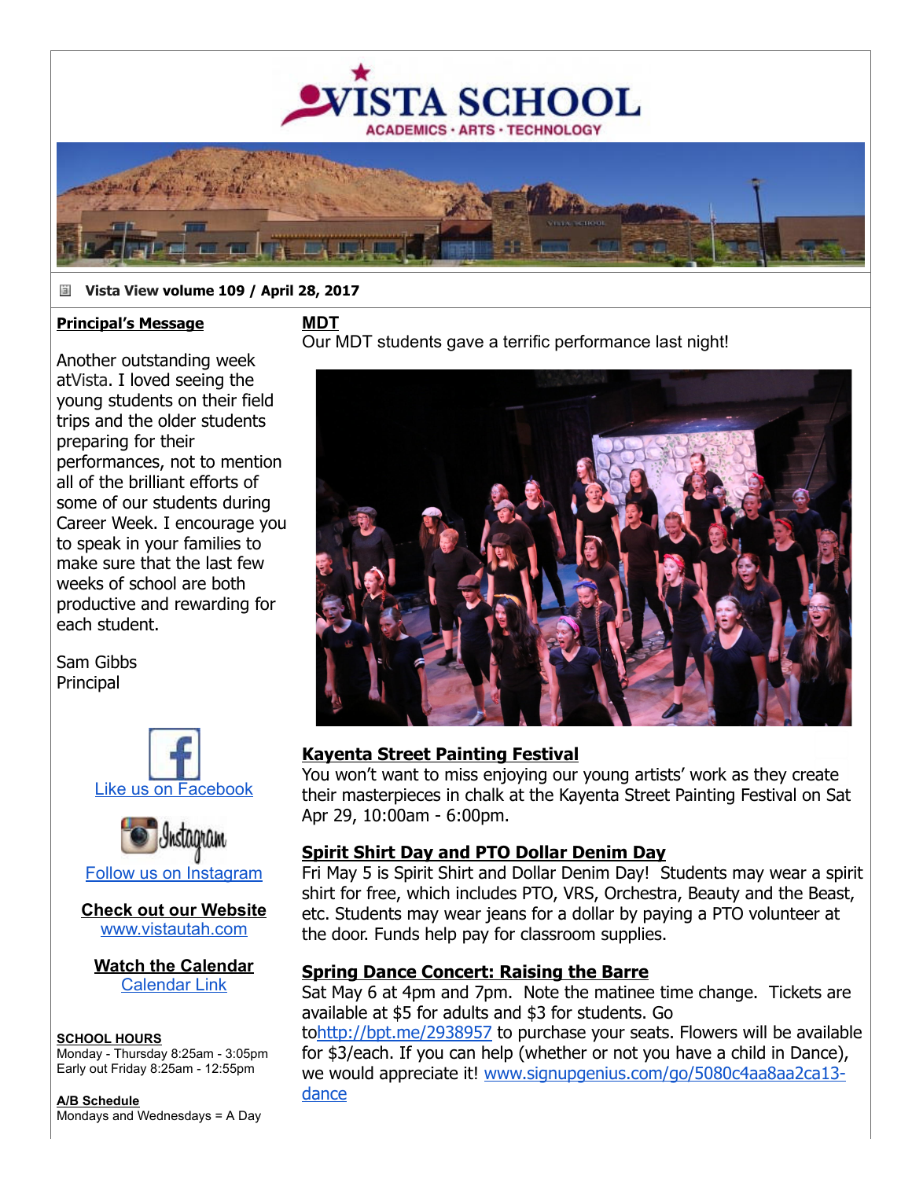# VISTA SCHOOL

ACADEMICS · ARTS · TECHNOLOGY

**Vista View volume 109 / April 28, 2017**

## Principal's Message

Another outstanding week atVista. I loved seeing the young students on their field trips and the older students preparing for their performances, not to mention all of the brilliant efforts of some of our students during Career Week. I encourage you to speak in your families to make sure that the last few weeks of school are both productive and rewarding for each student.

Sam Gibbs
Principal

Like us on Facebook

Follow us on Instagram

**Check out our Website**
www.vistautah.com

**Watch the Calendar**
Calendar Link

**SCHOOL HOURS**
Monday - Thursday 8:25am - 3:05pm
Early out Friday 8:25am - 12:55pm

**A/B Schedule**
Mondays and Wednesdays = A Day

## MDT

Our MDT students gave a terrific performance last night!

## Kayenta Street Painting Festival

You won't want to miss enjoying our young artists' work as they create their masterpieces in chalk at the Kayenta Street Painting Festival on Sat Apr 29, 10:00am - 6:00pm.

## Spirit Shirt Day and PTO Dollar Denim Day

Fri May 5 is Spirit Shirt and Dollar Denim Day! Students may wear a spirit shirt for free, which includes PTO, VRS, Orchestra, Beauty and the Beast, etc. Students may wear jeans for a dollar by paying a PTO volunteer at the door. Funds help pay for classroom supplies.

## Spring Dance Concert: Raising the Barre

Sat May 6 at 4pm and 7pm. Note the matinee time change. Tickets are available at $5 for adults and $3 for students. Go tohttp://bpt.me/2938957 to purchase your seats. Flowers will be available for $3/each. If you can help (whether or not you have a child in Dance), we would appreciate it! www.signupgenius.com/go/5080c4aa8aa2ca13-dance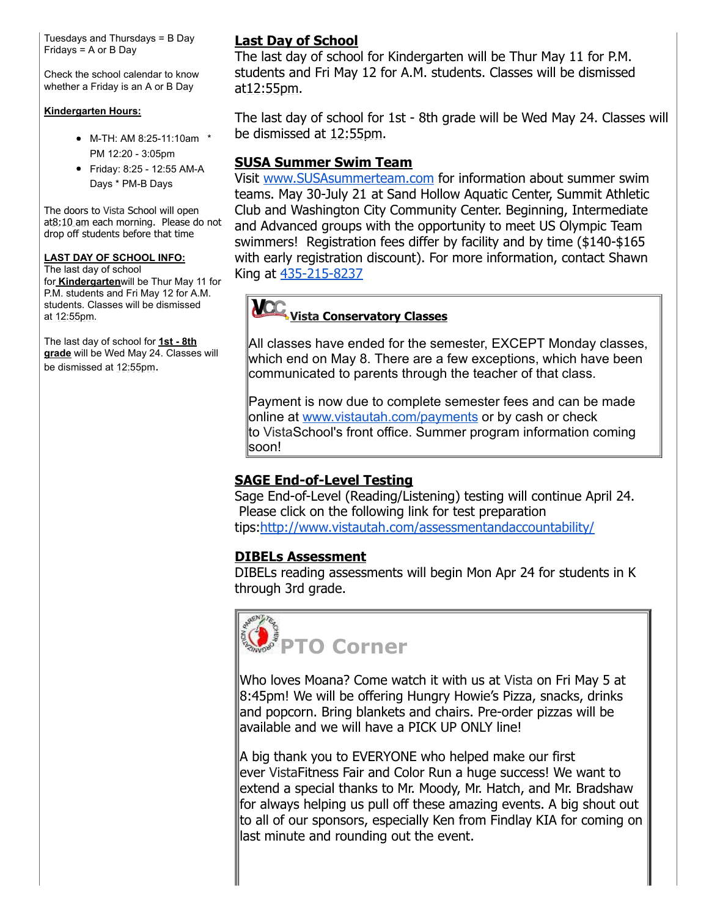Tuesdays and Thursdays = B Day
Fridays = A or B Day

Check the school calendar to know whether a Friday is an A or B Day

**Kindergarten Hours:**

- M-TH: AM 8:25-11:10am * PM 12:20 - 3:05pm
- Friday: 8:25 - 12:55 AM-A Days * PM-B Days

The doors to Vista School will open at8:10 am each morning. Please do not drop off students before that time

**LAST DAY OF SCHOOL INFO:**
The last day of school for **Kindergarten**will be Thur May 11 for P.M. students and Fri May 12 for A.M. students. Classes will be dismissed at 12:55pm.

The last day of school for **1st - 8th grade** will be Wed May 24. Classes will be dismissed at 12:55pm.

## Last Day of School

The last day of school for Kindergarten will be Thur May 11 for P.M. students and Fri May 12 for A.M. students. Classes will be dismissed at12:55pm.

The last day of school for 1st - 8th grade will be Wed May 24. Classes will be dismissed at 12:55pm.

## SUSA Summer Swim Team

Visit www.SUSAsummerteam.com for information about summer swim teams. May 30-July 21 at Sand Hollow Aquatic Center, Summit Athletic Club and Washington City Community Center. Beginning, Intermediate and Advanced groups with the opportunity to meet US Olympic Team swimmers! Registration fees differ by facility and by time ($140-$165 with early registration discount). For more information, contact Shawn King at 435-215-8237

## Vista Conservatory Classes

All classes have ended for the semester, EXCEPT Monday classes, which end on May 8. There are a few exceptions, which have been communicated to parents through the teacher of that class.

Payment is now due to complete semester fees and can be made online at www.vistautah.com/payments or by cash or check to VistaSchool's front office. Summer program information coming soon!

## SAGE End-of-Level Testing

Sage End-of-Level (Reading/Listening) testing will continue April 24. Please click on the following link for test preparation tips:http://www.vistautah.com/assessmentandaccountability/

## DIBELs Assessment

DIBELs reading assessments will begin Mon Apr 24 for students in K through 3rd grade.

## PTO Corner

Who loves Moana? Come watch it with us at Vista on Fri May 5 at 8:45pm! We will be offering Hungry Howie's Pizza, snacks, drinks and popcorn. Bring blankets and chairs. Pre-order pizzas will be available and we will have a PICK UP ONLY line!

A big thank you to EVERYONE who helped make our first ever VistaFitness Fair and Color Run a huge success! We want to extend a special thanks to Mr. Moody, Mr. Hatch, and Mr. Bradshaw for always helping us pull off these amazing events. A big shout out to all of our sponsors, especially Ken from Findlay KIA for coming on last minute and rounding out the event.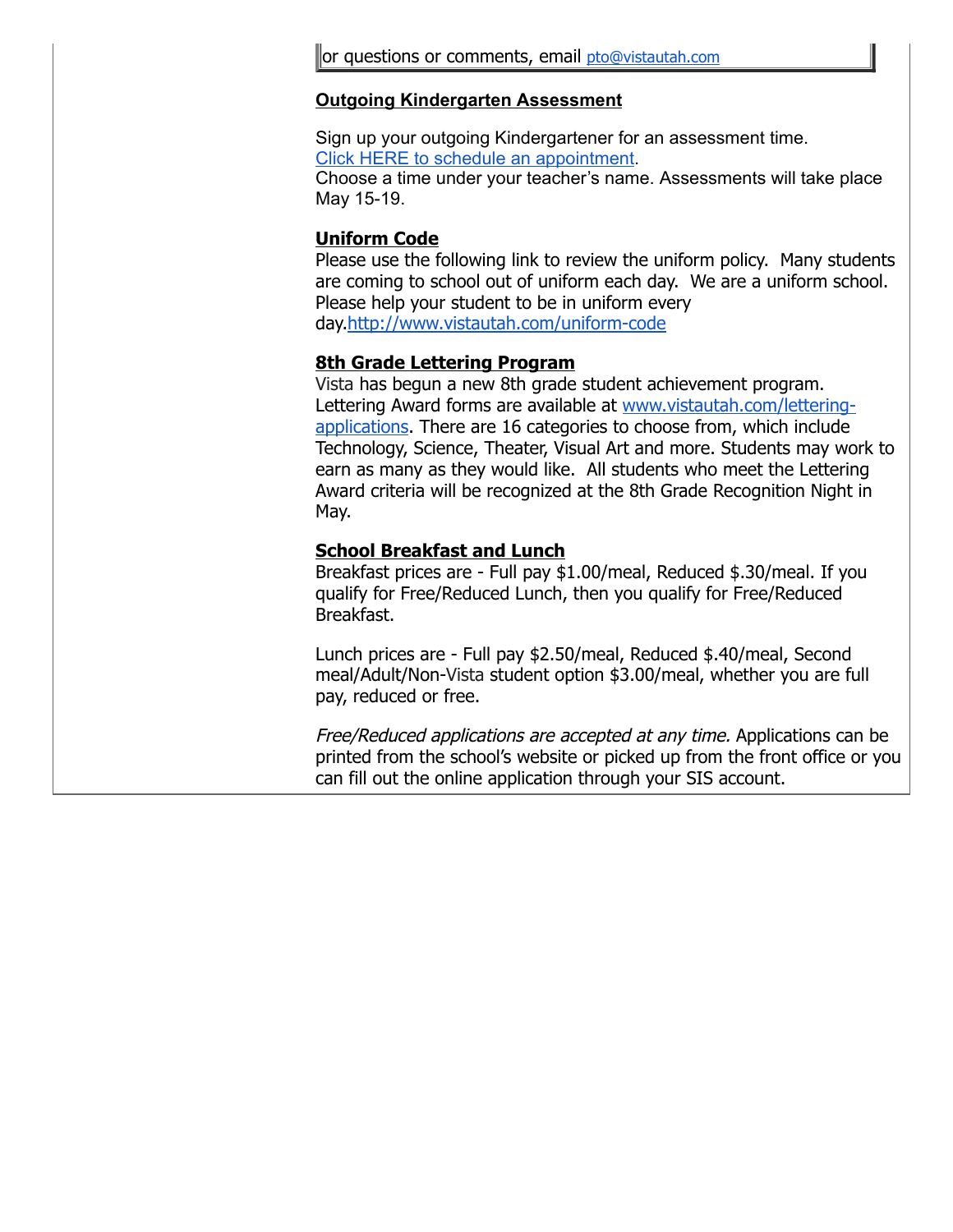or questions or comments, email pto@vistautah.com

**Outgoing Kindergarten Assessment**

Sign up your outgoing Kindergartener for an assessment time.
Click HERE to schedule an appointment.
Choose a time under your teacher's name. Assessments will take place May 15-19.

**Uniform Code**

Please use the following link to review the uniform policy. Many students are coming to school out of uniform each day. We are a uniform school. Please help your student to be in uniform every day.http://www.vistautah.com/uniform-code

**8th Grade Lettering Program**

Vista has begun a new 8th grade student achievement program. Lettering Award forms are available at www.vistautah.com/lettering-applications. There are 16 categories to choose from, which include Technology, Science, Theater, Visual Art and more. Students may work to earn as many as they would like. All students who meet the Lettering Award criteria will be recognized at the 8th Grade Recognition Night in May.

**School Breakfast and Lunch**

Breakfast prices are - Full pay $1.00/meal, Reduced $.30/meal. If you qualify for Free/Reduced Lunch, then you qualify for Free/Reduced Breakfast.

Lunch prices are - Full pay $2.50/meal, Reduced $.40/meal, Second meal/Adult/Non-Vista student option $3.00/meal, whether you are full pay, reduced or free.

*Free/Reduced applications are accepted at any time.* Applications can be printed from the school's website or picked up from the front office or you can fill out the online application through your SIS account.